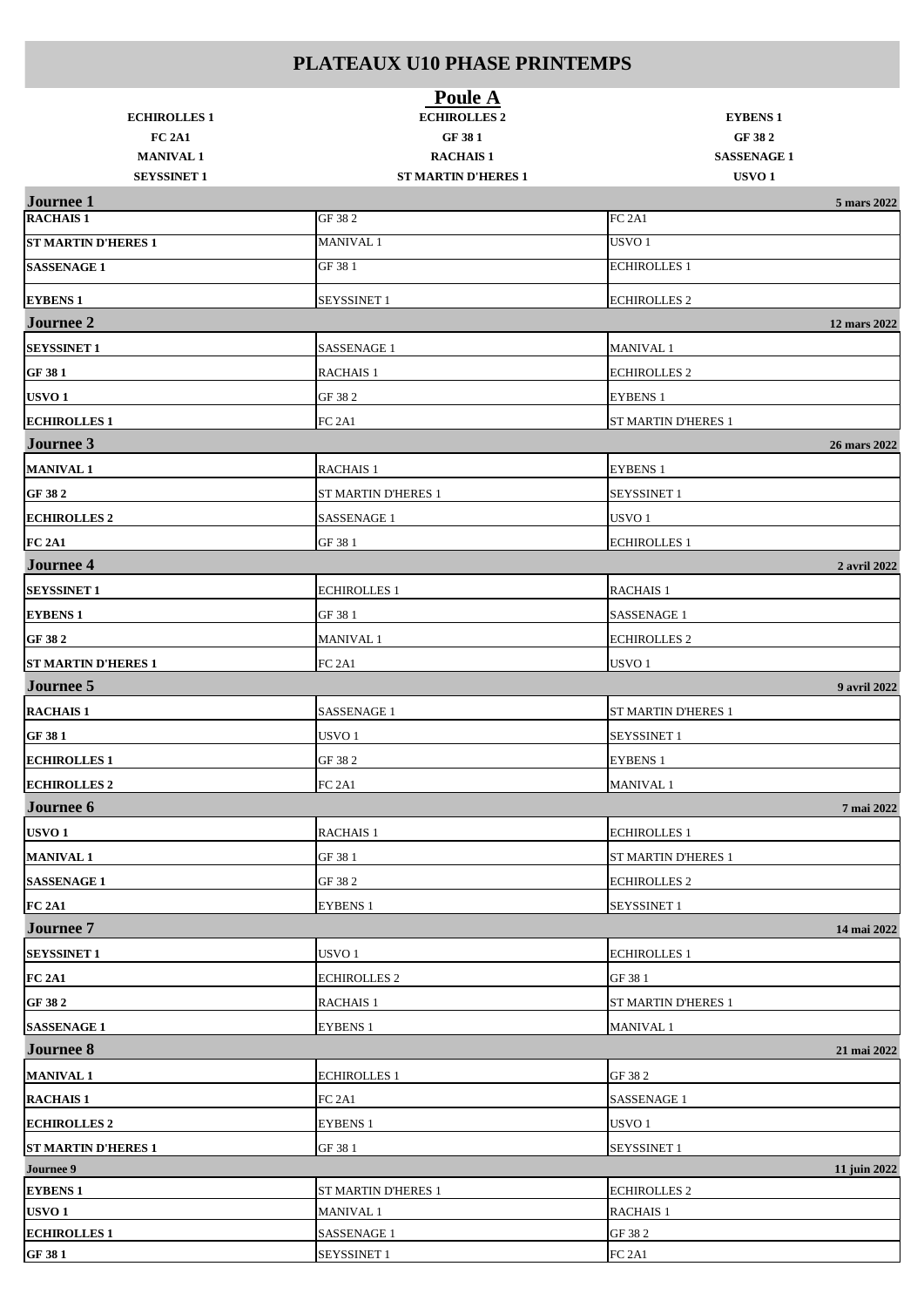# PLATEAUX U10 PHASE PRINTEMPS

## Poule A

| | | |
|---|---|---|
| **ECHIROLLES 1** | **ECHIROLLES 2** | **EYBENS 1** |
| **FC 2A1** | **GF 38 1** | **GF 38 2** |
| **MANIVAL 1** | **RACHAIS 1** | **SASSENAGE 1** |
| **SEYSSINET 1** | **ST MARTIN D'HERES 1** | **USVO 1** |

| | | |
|---|---|---|
| **Journee 1** | | **5 mars 2022** |
| **RACHAIS 1** | GF 38 2 | FC 2A1 |
| **ST MARTIN D'HERES 1** | MANIVAL 1 | USVO 1 |
| **SASSENAGE 1** | GF 38 1 | ECHIROLLES 1 |
| **EYBENS 1** | SEYSSINET 1 | ECHIROLLES 2 |
| **Journee 2** | | **12 mars 2022** |
| **SEYSSINET 1** | SASSENAGE 1 | MANIVAL 1 |
| **GF 38 1** | RACHAIS 1 | ECHIROLLES 2 |
| **USVO 1** | GF 38 2 | EYBENS 1 |
| **ECHIROLLES 1** | FC 2A1 | ST MARTIN D'HERES 1 |
| **Journee 3** | | **26 mars 2022** |
| **MANIVAL 1** | RACHAIS 1 | EYBENS 1 |
| **GF 38 2** | ST MARTIN D'HERES 1 | SEYSSINET 1 |
| **ECHIROLLES 2** | SASSENAGE 1 | USVO 1 |
| **FC 2A1** | GF 38 1 | ECHIROLLES 1 |
| **Journee 4** | | **2 avril 2022** |
| **SEYSSINET 1** | ECHIROLLES 1 | RACHAIS 1 |
| **EYBENS 1** | GF 38 1 | SASSENAGE 1 |
| **GF 38 2** | MANIVAL 1 | ECHIROLLES 2 |
| **ST MARTIN D'HERES 1** | FC 2A1 | USVO 1 |
| **Journee 5** | | **9 avril 2022** |
| **RACHAIS 1** | SASSENAGE 1 | ST MARTIN D'HERES 1 |
| **GF 38 1** | USVO 1 | SEYSSINET 1 |
| **ECHIROLLES 1** | GF 38 2 | EYBENS 1 |
| **ECHIROLLES 2** | FC 2A1 | MANIVAL 1 |
| **Journee 6** | | **7 mai 2022** |
| **USVO 1** | RACHAIS 1 | ECHIROLLES 1 |
| **MANIVAL 1** | GF 38 1 | ST MARTIN D'HERES 1 |
| **SASSENAGE 1** | GF 38 2 | ECHIROLLES 2 |
| **FC 2A1** | EYBENS 1 | SEYSSINET 1 |
| **Journee 7** | | **14 mai 2022** |
| **SEYSSINET 1** | USVO 1 | ECHIROLLES 1 |
| **FC 2A1** | ECHIROLLES 2 | GF 38 1 |
| **GF 38 2** | RACHAIS 1 | ST MARTIN D'HERES 1 |
| **SASSENAGE 1** | EYBENS 1 | MANIVAL 1 |
| **Journee 8** | | **21 mai 2022** |
| **MANIVAL 1** | ECHIROLLES 1 | GF 38 2 |
| **RACHAIS 1** | FC 2A1 | SASSENAGE 1 |
| **ECHIROLLES 2** | EYBENS 1 | USVO 1 |
| **ST MARTIN D'HERES 1** | GF 38 1 | SEYSSINET 1 |
| **Journee 9** | | **11 juin 2022** |
| **EYBENS 1** | ST MARTIN D'HERES 1 | ECHIROLLES 2 |
| **USVO 1** | MANIVAL 1 | RACHAIS 1 |
| **ECHIROLLES 1** | SASSENAGE 1 | GF 38 2 |
| **GF 38 1** | SEYSSINET 1 | FC 2A1 |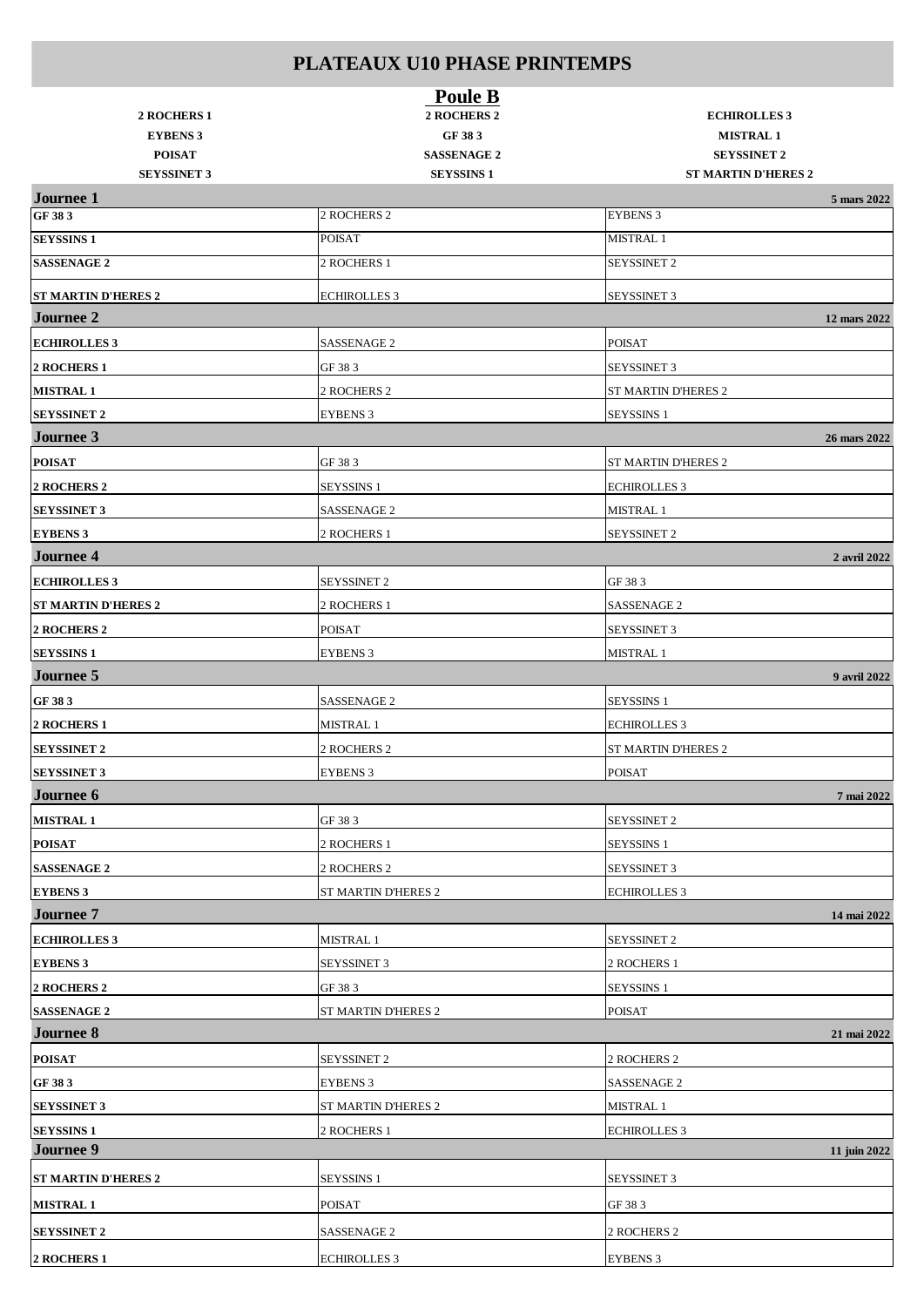# PLATEAUX U10 PHASE PRINTEMPS

## Poule B

| | | |
|---|---|---|
| **2 ROCHERS 1** | **2 ROCHERS 2** | **ECHIROLLES 3** |
| **EYBENS 3** | **GF 38 3** | **MISTRAL 1** |
| **POISAT** | **SASSENAGE 2** | **SEYSSINET 2** |
| **SEYSSINET 3** | **SEYSSINS 1** | **ST MARTIN D'HERES 2** |

### Journee 1 — 5 mars 2022

| | | |
|---|---|---|
| **GF 38 3** | 2 ROCHERS 2 | EYBENS 3 |
| **SEYSSINS 1** | POISAT | MISTRAL 1 |
| **SASSENAGE 2** | 2 ROCHERS 1 | SEYSSINET 2 |
| **ST MARTIN D'HERES 2** | ECHIROLLES 3 | SEYSSINET 3 |

### Journee 2 — 12 mars 2022

| | | |
|---|---|---|
| **ECHIROLLES 3** | SASSENAGE 2 | POISAT |
| **2 ROCHERS 1** | GF 38 3 | SEYSSINET 3 |
| **MISTRAL 1** | 2 ROCHERS 2 | ST MARTIN D'HERES 2 |
| **SEYSSINET 2** | EYBENS 3 | SEYSSINS 1 |

### Journee 3 — 26 mars 2022

| | | |
|---|---|---|
| **POISAT** | GF 38 3 | ST MARTIN D'HERES 2 |
| **2 ROCHERS 2** | SEYSSINS 1 | ECHIROLLES 3 |
| **SEYSSINET 3** | SASSENAGE 2 | MISTRAL 1 |
| **EYBENS 3** | 2 ROCHERS 1 | SEYSSINET 2 |

### Journee 4 — 2 avril 2022

| | | |
|---|---|---|
| **ECHIROLLES 3** | SEYSSINET 2 | GF 38 3 |
| **ST MARTIN D'HERES 2** | 2 ROCHERS 1 | SASSENAGE 2 |
| **2 ROCHERS 2** | POISAT | SEYSSINET 3 |
| **SEYSSINS 1** | EYBENS 3 | MISTRAL 1 |

### Journee 5 — 9 avril 2022

| | | |
|---|---|---|
| **GF 38 3** | SASSENAGE 2 | SEYSSINS 1 |
| **2 ROCHERS 1** | MISTRAL 1 | ECHIROLLES 3 |
| **SEYSSINET 2** | 2 ROCHERS 2 | ST MARTIN D'HERES 2 |
| **SEYSSINET 3** | EYBENS 3 | POISAT |

### Journee 6 — 7 mai 2022

| | | |
|---|---|---|
| **MISTRAL 1** | GF 38 3 | SEYSSINET 2 |
| **POISAT** | 2 ROCHERS 1 | SEYSSINS 1 |
| **SASSENAGE 2** | 2 ROCHERS 2 | SEYSSINET 3 |
| **EYBENS 3** | ST MARTIN D'HERES 2 | ECHIROLLES 3 |

### Journee 7 — 14 mai 2022

| | | |
|---|---|---|
| **ECHIROLLES 3** | MISTRAL 1 | SEYSSINET 2 |
| **EYBENS 3** | SEYSSINET 3 | 2 ROCHERS 1 |
| **2 ROCHERS 2** | GF 38 3 | SEYSSINS 1 |
| **SASSENAGE 2** | ST MARTIN D'HERES 2 | POISAT |

### Journee 8 — 21 mai 2022

| | | |
|---|---|---|
| **POISAT** | SEYSSINET 2 | 2 ROCHERS 2 |
| **GF 38 3** | EYBENS 3 | SASSENAGE 2 |
| **SEYSSINET 3** | ST MARTIN D'HERES 2 | MISTRAL 1 |
| **SEYSSINS 1** | 2 ROCHERS 1 | ECHIROLLES 3 |

### Journee 9 — 11 juin 2022

| | | |
|---|---|---|
| **ST MARTIN D'HERES 2** | SEYSSINS 1 | SEYSSINET 3 |
| **MISTRAL 1** | POISAT | GF 38 3 |
| **SEYSSINET 2** | SASSENAGE 2 | 2 ROCHERS 2 |
| **2 ROCHERS 1** | ECHIROLLES 3 | EYBENS 3 |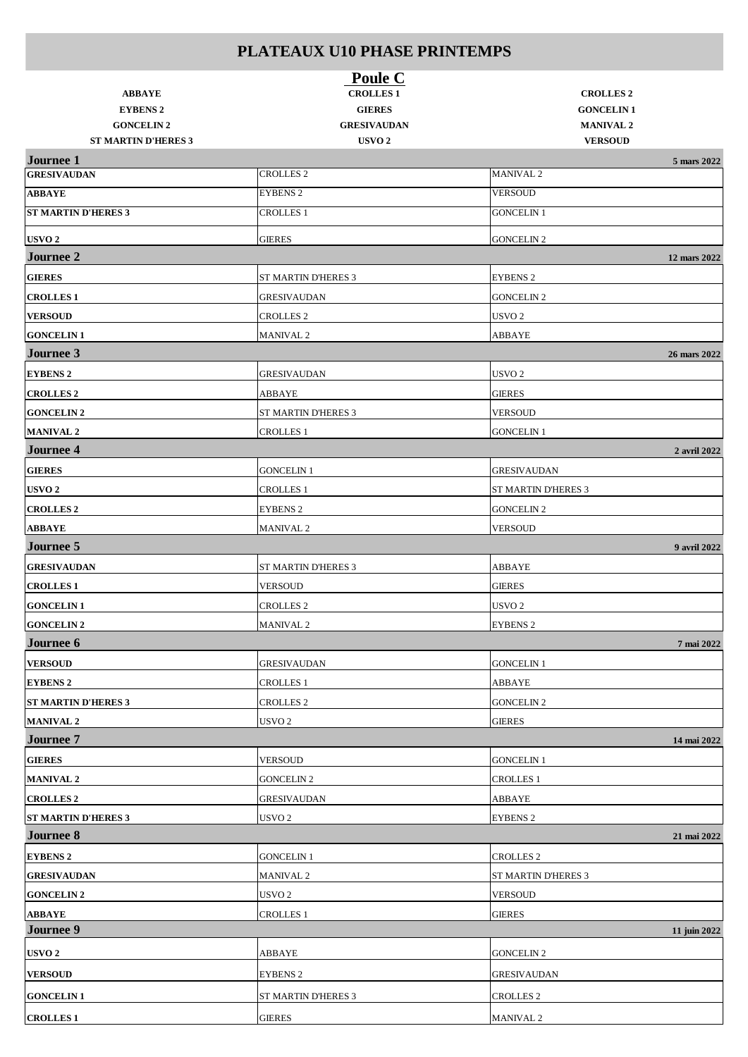# PLATEAUX U10 PHASE PRINTEMPS

## Poule C

| | | |
|---|---|---|
| **ABBAYE** | **CROLLES 1** | **CROLLES 2** |
| **EYBENS 2** | **GIERES** | **GONCELIN 1** |
| **GONCELIN 2** | **GRESIVAUDAN** | **MANIVAL 2** |
| **ST MARTIN D'HERES 3** | **USVO 2** | **VERSOUD** |

### Journee 1 — 5 mars 2022

| | | |
|---|---|---|
| **GRESIVAUDAN** | CROLLES 2 | MANIVAL 2 |
| **ABBAYE** | EYBENS 2 | VERSOUD |
| **ST MARTIN D'HERES 3** | CROLLES 1 | GONCELIN 1 |
| **USVO 2** | GIERES | GONCELIN 2 |

### Journee 2 — 12 mars 2022

| | | |
|---|---|---|
| **GIERES** | ST MARTIN D'HERES 3 | EYBENS 2 |
| **CROLLES 1** | GRESIVAUDAN | GONCELIN 2 |
| **VERSOUD** | CROLLES 2 | USVO 2 |
| **GONCELIN 1** | MANIVAL 2 | ABBAYE |

### Journee 3 — 26 mars 2022

| | | |
|---|---|---|
| **EYBENS 2** | GRESIVAUDAN | USVO 2 |
| **CROLLES 2** | ABBAYE | GIERES |
| **GONCELIN 2** | ST MARTIN D'HERES 3 | VERSOUD |
| **MANIVAL 2** | CROLLES 1 | GONCELIN 1 |

### Journee 4 — 2 avril 2022

| | | |
|---|---|---|
| **GIERES** | GONCELIN 1 | GRESIVAUDAN |
| **USVO 2** | CROLLES 1 | ST MARTIN D'HERES 3 |
| **CROLLES 2** | EYBENS 2 | GONCELIN 2 |
| **ABBAYE** | MANIVAL 2 | VERSOUD |

### Journee 5 — 9 avril 2022

| | | |
|---|---|---|
| **GRESIVAUDAN** | ST MARTIN D'HERES 3 | ABBAYE |
| **CROLLES 1** | VERSOUD | GIERES |
| **GONCELIN 1** | CROLLES 2 | USVO 2 |
| **GONCELIN 2** | MANIVAL 2 | EYBENS 2 |

### Journee 6 — 7 mai 2022

| | | |
|---|---|---|
| **VERSOUD** | GRESIVAUDAN | GONCELIN 1 |
| **EYBENS 2** | CROLLES 1 | ABBAYE |
| **ST MARTIN D'HERES 3** | CROLLES 2 | GONCELIN 2 |
| **MANIVAL 2** | USVO 2 | GIERES |

### Journee 7 — 14 mai 2022

| | | |
|---|---|---|
| **GIERES** | VERSOUD | GONCELIN 1 |
| **MANIVAL 2** | GONCELIN 2 | CROLLES 1 |
| **CROLLES 2** | GRESIVAUDAN | ABBAYE |
| **ST MARTIN D'HERES 3** | USVO 2 | EYBENS 2 |

### Journee 8 — 21 mai 2022

| | | |
|---|---|---|
| **EYBENS 2** | GONCELIN 1 | CROLLES 2 |
| **GRESIVAUDAN** | MANIVAL 2 | ST MARTIN D'HERES 3 |
| **GONCELIN 2** | USVO 2 | VERSOUD |
| **ABBAYE** | CROLLES 1 | GIERES |

### Journee 9 — 11 juin 2022

| | | |
|---|---|---|
| **USVO 2** | ABBAYE | GONCELIN 2 |
| **VERSOUD** | EYBENS 2 | GRESIVAUDAN |
| **GONCELIN 1** | ST MARTIN D'HERES 3 | CROLLES 2 |
| **CROLLES 1** | GIERES | MANIVAL 2 |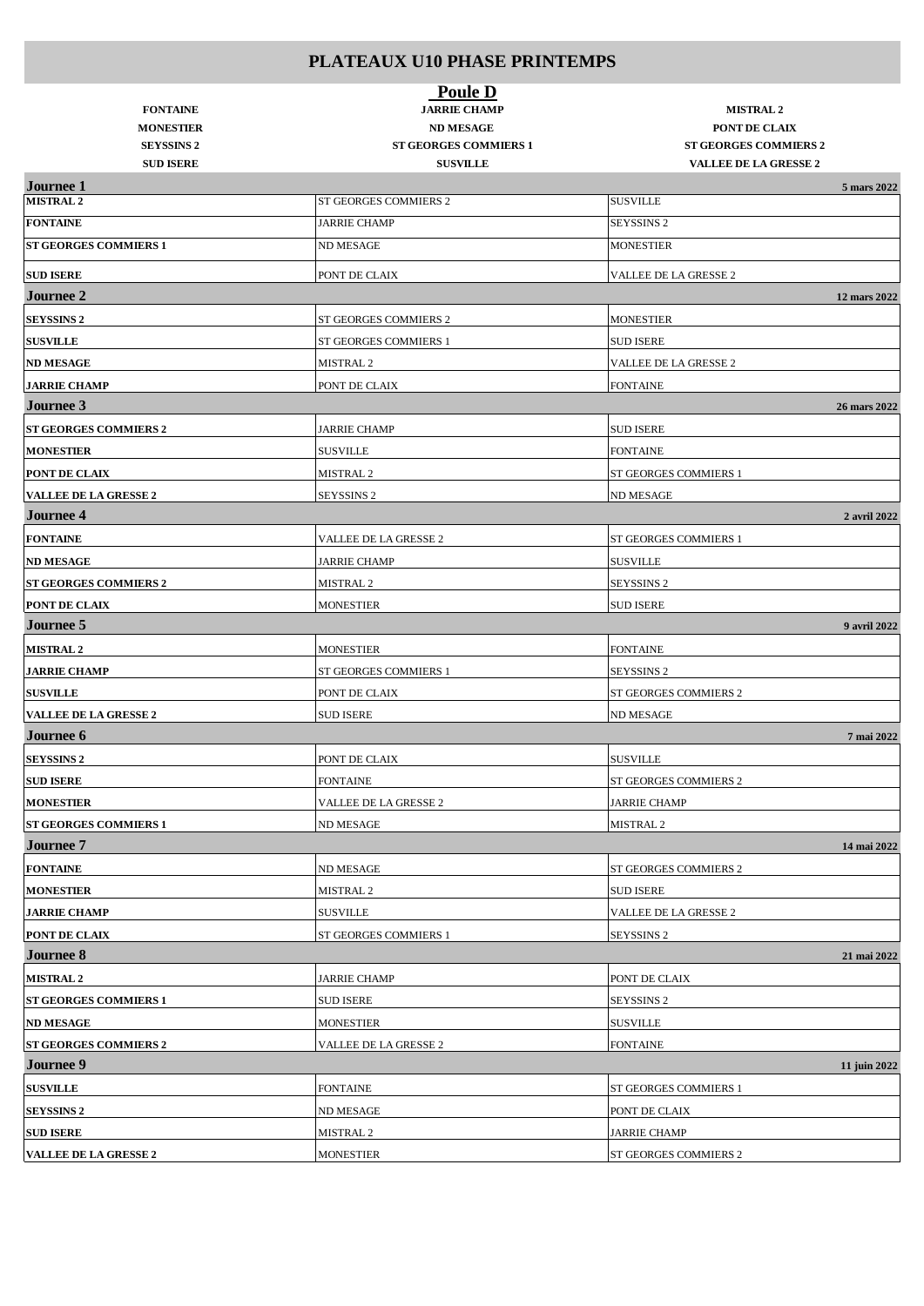# PLATEAUX U10 PHASE PRINTEMPS

## Poule D

| | | |
|---|---|---|
| **FONTAINE** | **JARRIE CHAMP** | **MISTRAL 2** |
| **MONESTIER** | **ND MESAGE** | **PONT DE CLAIX** |
| **SEYSSINS 2** | **ST GEORGES COMMIERS 1** | **ST GEORGES COMMIERS 2** |
| **SUD ISERE** | **SUSVILLE** | **VALLEE DE LA GRESSE 2** |

| | | |
|---|---|---|
| **Journee 1** | | **5 mars 2022** |
| **MISTRAL 2** | ST GEORGES COMMIERS 2 | SUSVILLE |
| **FONTAINE** | JARRIE CHAMP | SEYSSINS 2 |
| **ST GEORGES COMMIERS 1** | ND MESAGE | MONESTIER |
| **SUD ISERE** | PONT DE CLAIX | VALLEE DE LA GRESSE 2 |
| **Journee 2** | | **12 mars 2022** |
| **SEYSSINS 2** | ST GEORGES COMMIERS 2 | MONESTIER |
| **SUSVILLE** | ST GEORGES COMMIERS 1 | SUD ISERE |
| **ND MESAGE** | MISTRAL 2 | VALLEE DE LA GRESSE 2 |
| **JARRIE CHAMP** | PONT DE CLAIX | FONTAINE |
| **Journee 3** | | **26 mars 2022** |
| **ST GEORGES COMMIERS 2** | JARRIE CHAMP | SUD ISERE |
| **MONESTIER** | SUSVILLE | FONTAINE |
| **PONT DE CLAIX** | MISTRAL 2 | ST GEORGES COMMIERS 1 |
| **VALLEE DE LA GRESSE 2** | SEYSSINS 2 | ND MESAGE |
| **Journee 4** | | **2 avril 2022** |
| **FONTAINE** | VALLEE DE LA GRESSE 2 | ST GEORGES COMMIERS 1 |
| **ND MESAGE** | JARRIE CHAMP | SUSVILLE |
| **ST GEORGES COMMIERS 2** | MISTRAL 2 | SEYSSINS 2 |
| **PONT DE CLAIX** | MONESTIER | SUD ISERE |
| **Journee 5** | | **9 avril 2022** |
| **MISTRAL 2** | MONESTIER | FONTAINE |
| **JARRIE CHAMP** | ST GEORGES COMMIERS 1 | SEYSSINS 2 |
| **SUSVILLE** | PONT DE CLAIX | ST GEORGES COMMIERS 2 |
| **VALLEE DE LA GRESSE 2** | SUD ISERE | ND MESAGE |
| **Journee 6** | | **7 mai 2022** |
| **SEYSSINS 2** | PONT DE CLAIX | SUSVILLE |
| **SUD ISERE** | FONTAINE | ST GEORGES COMMIERS 2 |
| **MONESTIER** | VALLEE DE LA GRESSE 2 | JARRIE CHAMP |
| **ST GEORGES COMMIERS 1** | ND MESAGE | MISTRAL 2 |
| **Journee 7** | | **14 mai 2022** |
| **FONTAINE** | ND MESAGE | ST GEORGES COMMIERS 2 |
| **MONESTIER** | MISTRAL 2 | SUD ISERE |
| **JARRIE CHAMP** | SUSVILLE | VALLEE DE LA GRESSE 2 |
| **PONT DE CLAIX** | ST GEORGES COMMIERS 1 | SEYSSINS 2 |
| **Journee 8** | | **21 mai 2022** |
| **MISTRAL 2** | JARRIE CHAMP | PONT DE CLAIX |
| **ST GEORGES COMMIERS 1** | SUD ISERE | SEYSSINS 2 |
| **ND MESAGE** | MONESTIER | SUSVILLE |
| **ST GEORGES COMMIERS 2** | VALLEE DE LA GRESSE 2 | FONTAINE |
| **Journee 9** | | **11 juin 2022** |
| **SUSVILLE** | FONTAINE | ST GEORGES COMMIERS 1 |
| **SEYSSINS 2** | ND MESAGE | PONT DE CLAIX |
| **SUD ISERE** | MISTRAL 2 | JARRIE CHAMP |
| **VALLEE DE LA GRESSE 2** | MONESTIER | ST GEORGES COMMIERS 2 |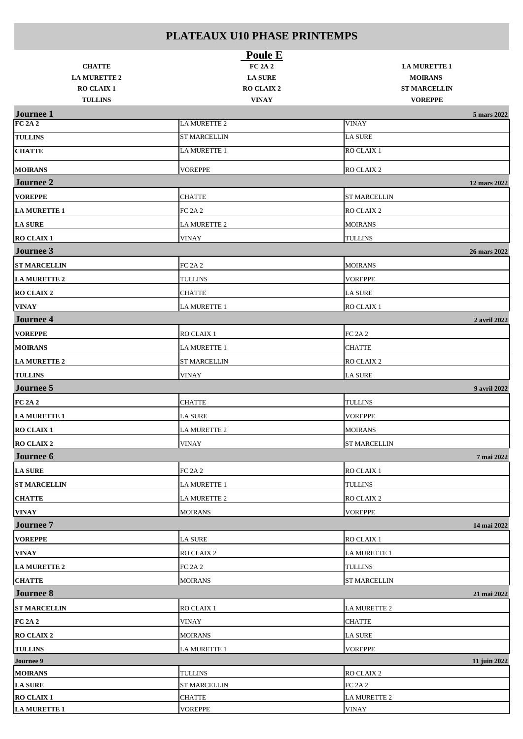# PLATEAUX U10 PHASE PRINTEMPS

## Poule E

| | | |
|---|---|---|
| **CHATTE** | **FC 2A 2** | **LA MURETTE 1** |
| **LA MURETTE 2** | **LA SURE** | **MOIRANS** |
| **RO CLAIX 1** | **RO CLAIX 2** | **ST MARCELLIN** |
| **TULLINS** | **VINAY** | **VOREPPE** |

| | | |
|---|---|---|
| **Journee 1** | | **5 mars 2022** |
| **FC 2A 2** | LA MURETTE 2 | VINAY |
| **TULLINS** | ST MARCELLIN | LA SURE |
| **CHATTE** | LA MURETTE 1 | RO CLAIX 1 |
| **MOIRANS** | VOREPPE | RO CLAIX 2 |
| **Journee 2** | | **12 mars 2022** |
| **VOREPPE** | CHATTE | ST MARCELLIN |
| **LA MURETTE 1** | FC 2A 2 | RO CLAIX 2 |
| **LA SURE** | LA MURETTE 2 | MOIRANS |
| **RO CLAIX 1** | VINAY | TULLINS |
| **Journee 3** | | **26 mars 2022** |
| **ST MARCELLIN** | FC 2A 2 | MOIRANS |
| **LA MURETTE 2** | TULLINS | VOREPPE |
| **RO CLAIX 2** | CHATTE | LA SURE |
| **VINAY** | LA MURETTE 1 | RO CLAIX 1 |
| **Journee 4** | | **2 avril 2022** |
| **VOREPPE** | RO CLAIX 1 | FC 2A 2 |
| **MOIRANS** | LA MURETTE 1 | CHATTE |
| **LA MURETTE 2** | ST MARCELLIN | RO CLAIX 2 |
| **TULLINS** | VINAY | LA SURE |
| **Journee 5** | | **9 avril 2022** |
| **FC 2A 2** | CHATTE | TULLINS |
| **LA MURETTE 1** | LA SURE | VOREPPE |
| **RO CLAIX 1** | LA MURETTE 2 | MOIRANS |
| **RO CLAIX 2** | VINAY | ST MARCELLIN |
| **Journee 6** | | **7 mai 2022** |
| **LA SURE** | FC 2A 2 | RO CLAIX 1 |
| **ST MARCELLIN** | LA MURETTE 1 | TULLINS |
| **CHATTE** | LA MURETTE 2 | RO CLAIX 2 |
| **VINAY** | MOIRANS | VOREPPE |
| **Journee 7** | | **14 mai 2022** |
| **VOREPPE** | LA SURE | RO CLAIX 1 |
| **VINAY** | RO CLAIX 2 | LA MURETTE 1 |
| **LA MURETTE 2** | FC 2A 2 | TULLINS |
| **CHATTE** | MOIRANS | ST MARCELLIN |
| **Journee 8** | | **21 mai 2022** |
| **ST MARCELLIN** | RO CLAIX 1 | LA MURETTE 2 |
| **FC 2A 2** | VINAY | CHATTE |
| **RO CLAIX 2** | MOIRANS | LA SURE |
| **TULLINS** | LA MURETTE 1 | VOREPPE |
| **Journee 9** | | **11 juin 2022** |
| **MOIRANS** | TULLINS | RO CLAIX 2 |
| **LA SURE** | ST MARCELLIN | FC 2A 2 |
| **RO CLAIX 1** | CHATTE | LA MURETTE 2 |
| **LA MURETTE 1** | VOREPPE | VINAY |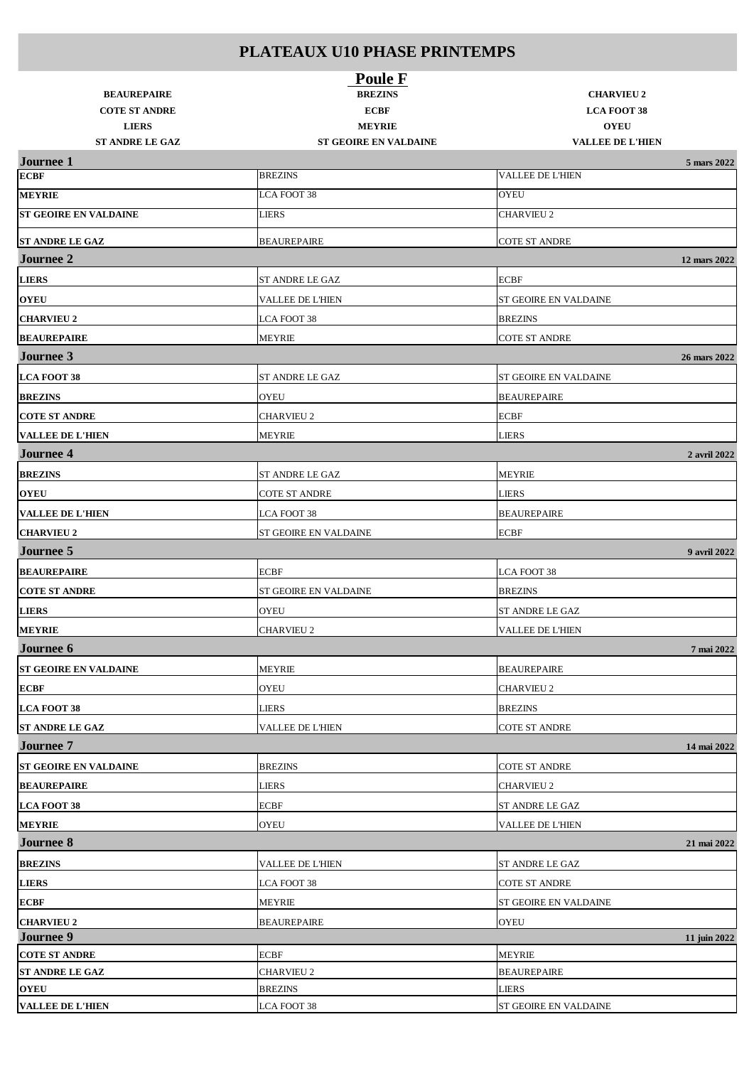# PLATEAUX U10 PHASE PRINTEMPS

## Poule F

| | | |
|---|---|---|
| **BEAUREPAIRE** | **BREZINS** | **CHARVIEU 2** |
| **COTE ST ANDRE** | **ECBF** | **LCA FOOT 38** |
| **LIERS** | **MEYRIE** | **OYEU** |
| **ST ANDRE LE GAZ** | **ST GEOIRE EN VALDAINE** | **VALLEE DE L'HIEN** |

| **Journee 1** | | **5 mars 2022** |
|---|---|---|
| **ECBF** | BREZINS | VALLEE DE L'HIEN |
| **MEYRIE** | LCA FOOT 38 | OYEU |
| **ST GEOIRE EN VALDAINE** | LIERS | CHARVIEU 2 |
| **ST ANDRE LE GAZ** | BEAUREPAIRE | COTE ST ANDRE |
| **Journee 2** | | **12 mars 2022** |
| **LIERS** | ST ANDRE LE GAZ | ECBF |
| **OYEU** | VALLEE DE L'HIEN | ST GEOIRE EN VALDAINE |
| **CHARVIEU 2** | LCA FOOT 38 | BREZINS |
| **BEAUREPAIRE** | MEYRIE | COTE ST ANDRE |
| **Journee 3** | | **26 mars 2022** |
| **LCA FOOT 38** | ST ANDRE LE GAZ | ST GEOIRE EN VALDAINE |
| **BREZINS** | OYEU | BEAUREPAIRE |
| **COTE ST ANDRE** | CHARVIEU 2 | ECBF |
| **VALLEE DE L'HIEN** | MEYRIE | LIERS |
| **Journee 4** | | **2 avril 2022** |
| **BREZINS** | ST ANDRE LE GAZ | MEYRIE |
| **OYEU** | COTE ST ANDRE | LIERS |
| **VALLEE DE L'HIEN** | LCA FOOT 38 | BEAUREPAIRE |
| **CHARVIEU 2** | ST GEOIRE EN VALDAINE | ECBF |
| **Journee 5** | | **9 avril 2022** |
| **BEAUREPAIRE** | ECBF | LCA FOOT 38 |
| **COTE ST ANDRE** | ST GEOIRE EN VALDAINE | BREZINS |
| **LIERS** | OYEU | ST ANDRE LE GAZ |
| **MEYRIE** | CHARVIEU 2 | VALLEE DE L'HIEN |
| **Journee 6** | | **7 mai 2022** |
| **ST GEOIRE EN VALDAINE** | MEYRIE | BEAUREPAIRE |
| **ECBF** | OYEU | CHARVIEU 2 |
| **LCA FOOT 38** | LIERS | BREZINS |
| **ST ANDRE LE GAZ** | VALLEE DE L'HIEN | COTE ST ANDRE |
| **Journee 7** | | **14 mai 2022** |
| **ST GEOIRE EN VALDAINE** | BREZINS | COTE ST ANDRE |
| **BEAUREPAIRE** | LIERS | CHARVIEU 2 |
| **LCA FOOT 38** | ECBF | ST ANDRE LE GAZ |
| **MEYRIE** | OYEU | VALLEE DE L'HIEN |
| **Journee 8** | | **21 mai 2022** |
| **BREZINS** | VALLEE DE L'HIEN | ST ANDRE LE GAZ |
| **LIERS** | LCA FOOT 38 | COTE ST ANDRE |
| **ECBF** | MEYRIE | ST GEOIRE EN VALDAINE |
| **CHARVIEU 2** | BEAUREPAIRE | OYEU |
| **Journee 9** | | **11 juin 2022** |
| **COTE ST ANDRE** | ECBF | MEYRIE |
| **ST ANDRE LE GAZ** | CHARVIEU 2 | BEAUREPAIRE |
| **OYEU** | BREZINS | LIERS |
| **VALLEE DE L'HIEN** | LCA FOOT 38 | ST GEOIRE EN VALDAINE |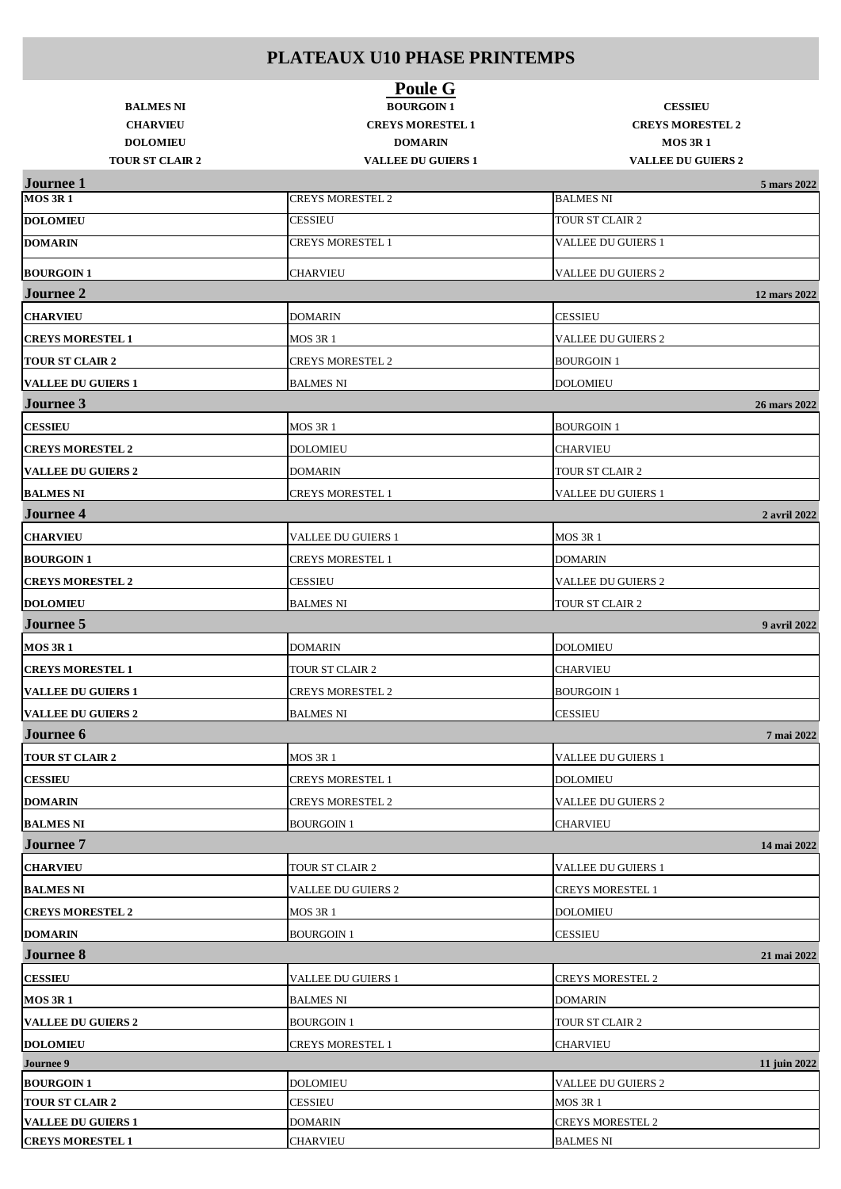# PLATEAUX U10 PHASE PRINTEMPS

## Poule G

| | | |
|---|---|---|
| **BALMES NI** | **BOURGOIN 1** | **CESSIEU** |
| **CHARVIEU** | **CREYS MORESTEL 1** | **CREYS MORESTEL 2** |
| **DOLOMIEU** | **DOMARIN** | **MOS 3R 1** |
| **TOUR ST CLAIR 2** | **VALLEE DU GUIERS 1** | **VALLEE DU GUIERS 2** |

| **Journee 1** | | **5 mars 2022** |
|---|---|---|
| **MOS 3R 1** | CREYS MORESTEL 2 | BALMES NI |
| **DOLOMIEU** | CESSIEU | TOUR ST CLAIR 2 |
| **DOMARIN** | CREYS MORESTEL 1 | VALLEE DU GUIERS 1 |
| **BOURGOIN 1** | CHARVIEU | VALLEE DU GUIERS 2 |
| **Journee 2** | | **12 mars 2022** |
| **CHARVIEU** | DOMARIN | CESSIEU |
| **CREYS MORESTEL 1** | MOS 3R 1 | VALLEE DU GUIERS 2 |
| **TOUR ST CLAIR 2** | CREYS MORESTEL 2 | BOURGOIN 1 |
| **VALLEE DU GUIERS 1** | BALMES NI | DOLOMIEU |
| **Journee 3** | | **26 mars 2022** |
| **CESSIEU** | MOS 3R 1 | BOURGOIN 1 |
| **CREYS MORESTEL 2** | DOLOMIEU | CHARVIEU |
| **VALLEE DU GUIERS 2** | DOMARIN | TOUR ST CLAIR 2 |
| **BALMES NI** | CREYS MORESTEL 1 | VALLEE DU GUIERS 1 |
| **Journee 4** | | **2 avril 2022** |
| **CHARVIEU** | VALLEE DU GUIERS 1 | MOS 3R 1 |
| **BOURGOIN 1** | CREYS MORESTEL 1 | DOMARIN |
| **CREYS MORESTEL 2** | CESSIEU | VALLEE DU GUIERS 2 |
| **DOLOMIEU** | BALMES NI | TOUR ST CLAIR 2 |
| **Journee 5** | | **9 avril 2022** |
| **MOS 3R 1** | DOMARIN | DOLOMIEU |
| **CREYS MORESTEL 1** | TOUR ST CLAIR 2 | CHARVIEU |
| **VALLEE DU GUIERS 1** | CREYS MORESTEL 2 | BOURGOIN 1 |
| **VALLEE DU GUIERS 2** | BALMES NI | CESSIEU |
| **Journee 6** | | **7 mai 2022** |
| **TOUR ST CLAIR 2** | MOS 3R 1 | VALLEE DU GUIERS 1 |
| **CESSIEU** | CREYS MORESTEL 1 | DOLOMIEU |
| **DOMARIN** | CREYS MORESTEL 2 | VALLEE DU GUIERS 2 |
| **BALMES NI** | BOURGOIN 1 | CHARVIEU |
| **Journee 7** | | **14 mai 2022** |
| **CHARVIEU** | TOUR ST CLAIR 2 | VALLEE DU GUIERS 1 |
| **BALMES NI** | VALLEE DU GUIERS 2 | CREYS MORESTEL 1 |
| **CREYS MORESTEL 2** | MOS 3R 1 | DOLOMIEU |
| **DOMARIN** | BOURGOIN 1 | CESSIEU |
| **Journee 8** | | **21 mai 2022** |
| **CESSIEU** | VALLEE DU GUIERS 1 | CREYS MORESTEL 2 |
| **MOS 3R 1** | BALMES NI | DOMARIN |
| **VALLEE DU GUIERS 2** | BOURGOIN 1 | TOUR ST CLAIR 2 |
| **DOLOMIEU** | CREYS MORESTEL 1 | CHARVIEU |
| **Journee 9** | | **11 juin 2022** |
| **BOURGOIN 1** | DOLOMIEU | VALLEE DU GUIERS 2 |
| **TOUR ST CLAIR 2** | CESSIEU | MOS 3R 1 |
| **VALLEE DU GUIERS 1** | DOMARIN | CREYS MORESTEL 2 |
| **CREYS MORESTEL 1** | CHARVIEU | BALMES NI |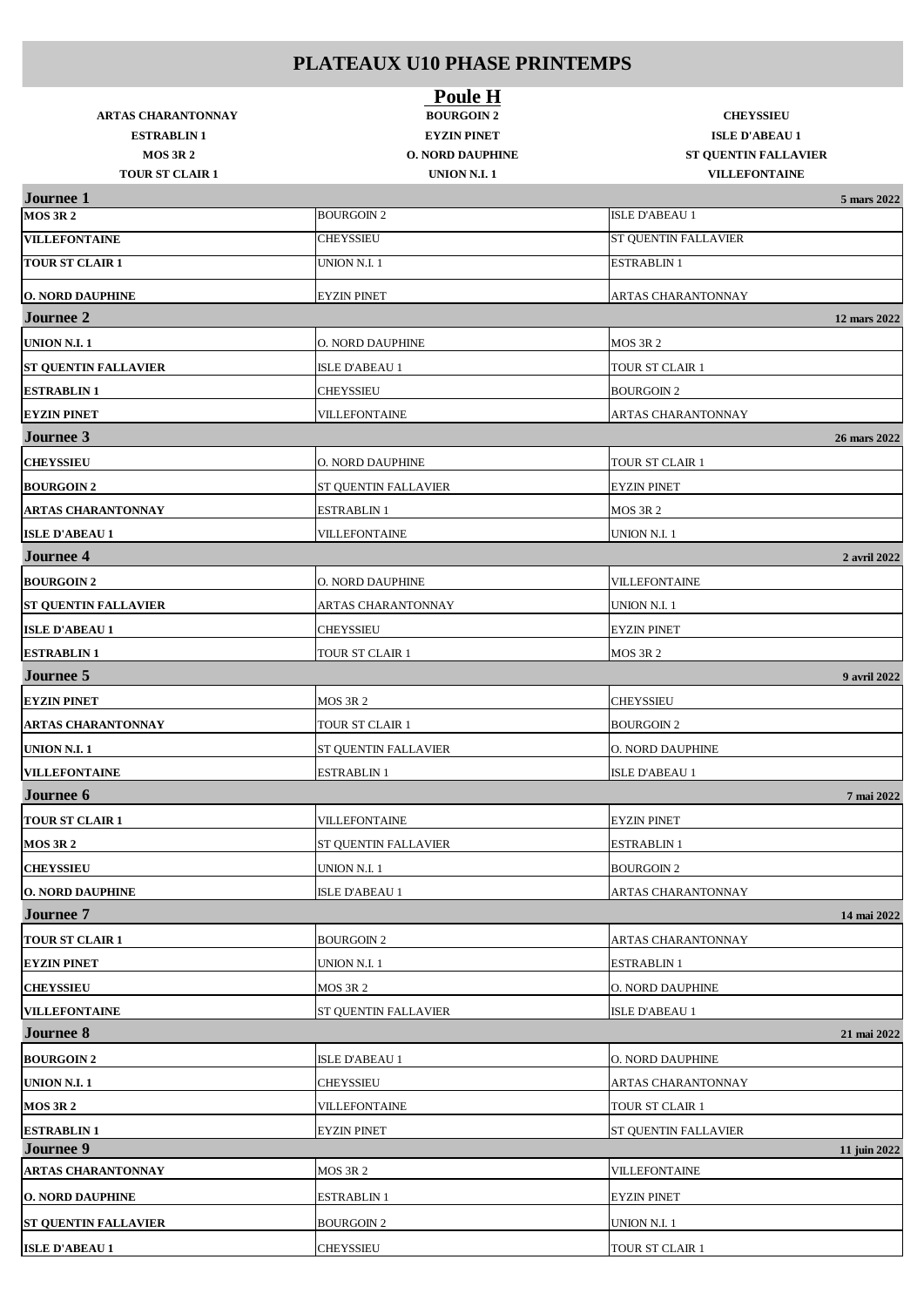# PLATEAUX U10 PHASE PRINTEMPS

## Poule H

| | | |
|---|---|---|
| ARTAS CHARANTONNAY | BOURGOIN 2 | CHEYSSIEU |
| ESTRABLIN 1 | EYZIN PINET | ISLE D'ABEAU 1 |
| MOS 3R 2 | O. NORD DAUPHINE | ST QUENTIN FALLAVIER |
| TOUR ST CLAIR 1 | UNION N.I. 1 | VILLEFONTAINE |

### Journee 1 — 5 mars 2022

| | | |
|---|---|---|
| **MOS 3R 2** | BOURGOIN 2 | ISLE D'ABEAU 1 |
| **VILLEFONTAINE** | CHEYSSIEU | ST QUENTIN FALLAVIER |
| **TOUR ST CLAIR 1** | UNION N.I. 1 | ESTRABLIN 1 |
| **O. NORD DAUPHINE** | EYZIN PINET | ARTAS CHARANTONNAY |

### Journee 2 — 12 mars 2022

| | | |
|---|---|---|
| **UNION N.I. 1** | O. NORD DAUPHINE | MOS 3R 2 |
| **ST QUENTIN FALLAVIER** | ISLE D'ABEAU 1 | TOUR ST CLAIR 1 |
| **ESTRABLIN 1** | CHEYSSIEU | BOURGOIN 2 |
| **EYZIN PINET** | VILLEFONTAINE | ARTAS CHARANTONNAY |

### Journee 3 — 26 mars 2022

| | | |
|---|---|---|
| **CHEYSSIEU** | O. NORD DAUPHINE | TOUR ST CLAIR 1 |
| **BOURGOIN 2** | ST QUENTIN FALLAVIER | EYZIN PINET |
| **ARTAS CHARANTONNAY** | ESTRABLIN 1 | MOS 3R 2 |
| **ISLE D'ABEAU 1** | VILLEFONTAINE | UNION N.I. 1 |

### Journee 4 — 2 avril 2022

| | | |
|---|---|---|
| **BOURGOIN 2** | O. NORD DAUPHINE | VILLEFONTAINE |
| **ST QUENTIN FALLAVIER** | ARTAS CHARANTONNAY | UNION N.I. 1 |
| **ISLE D'ABEAU 1** | CHEYSSIEU | EYZIN PINET |
| **ESTRABLIN 1** | TOUR ST CLAIR 1 | MOS 3R 2 |

### Journee 5 — 9 avril 2022

| | | |
|---|---|---|
| **EYZIN PINET** | MOS 3R 2 | CHEYSSIEU |
| **ARTAS CHARANTONNAY** | TOUR ST CLAIR 1 | BOURGOIN 2 |
| **UNION N.I. 1** | ST QUENTIN FALLAVIER | O. NORD DAUPHINE |
| **VILLEFONTAINE** | ESTRABLIN 1 | ISLE D'ABEAU 1 |

### Journee 6 — 7 mai 2022

| | | |
|---|---|---|
| **TOUR ST CLAIR 1** | VILLEFONTAINE | EYZIN PINET |
| **MOS 3R 2** | ST QUENTIN FALLAVIER | ESTRABLIN 1 |
| **CHEYSSIEU** | UNION N.I. 1 | BOURGOIN 2 |
| **O. NORD DAUPHINE** | ISLE D'ABEAU 1 | ARTAS CHARANTONNAY |

### Journee 7 — 14 mai 2022

| | | |
|---|---|---|
| **TOUR ST CLAIR 1** | BOURGOIN 2 | ARTAS CHARANTONNAY |
| **EYZIN PINET** | UNION N.I. 1 | ESTRABLIN 1 |
| **CHEYSSIEU** | MOS 3R 2 | O. NORD DAUPHINE |
| **VILLEFONTAINE** | ST QUENTIN FALLAVIER | ISLE D'ABEAU 1 |

### Journee 8 — 21 mai 2022

| | | |
|---|---|---|
| **BOURGOIN 2** | ISLE D'ABEAU 1 | O. NORD DAUPHINE |
| **UNION N.I. 1** | CHEYSSIEU | ARTAS CHARANTONNAY |
| **MOS 3R 2** | VILLEFONTAINE | TOUR ST CLAIR 1 |
| **ESTRABLIN 1** | EYZIN PINET | ST QUENTIN FALLAVIER |

### Journee 9 — 11 juin 2022

| | | |
|---|---|---|
| **ARTAS CHARANTONNAY** | MOS 3R 2 | VILLEFONTAINE |
| **O. NORD DAUPHINE** | ESTRABLIN 1 | EYZIN PINET |
| **ST QUENTIN FALLAVIER** | BOURGOIN 2 | UNION N.I. 1 |
| **ISLE D'ABEAU 1** | CHEYSSIEU | TOUR ST CLAIR 1 |